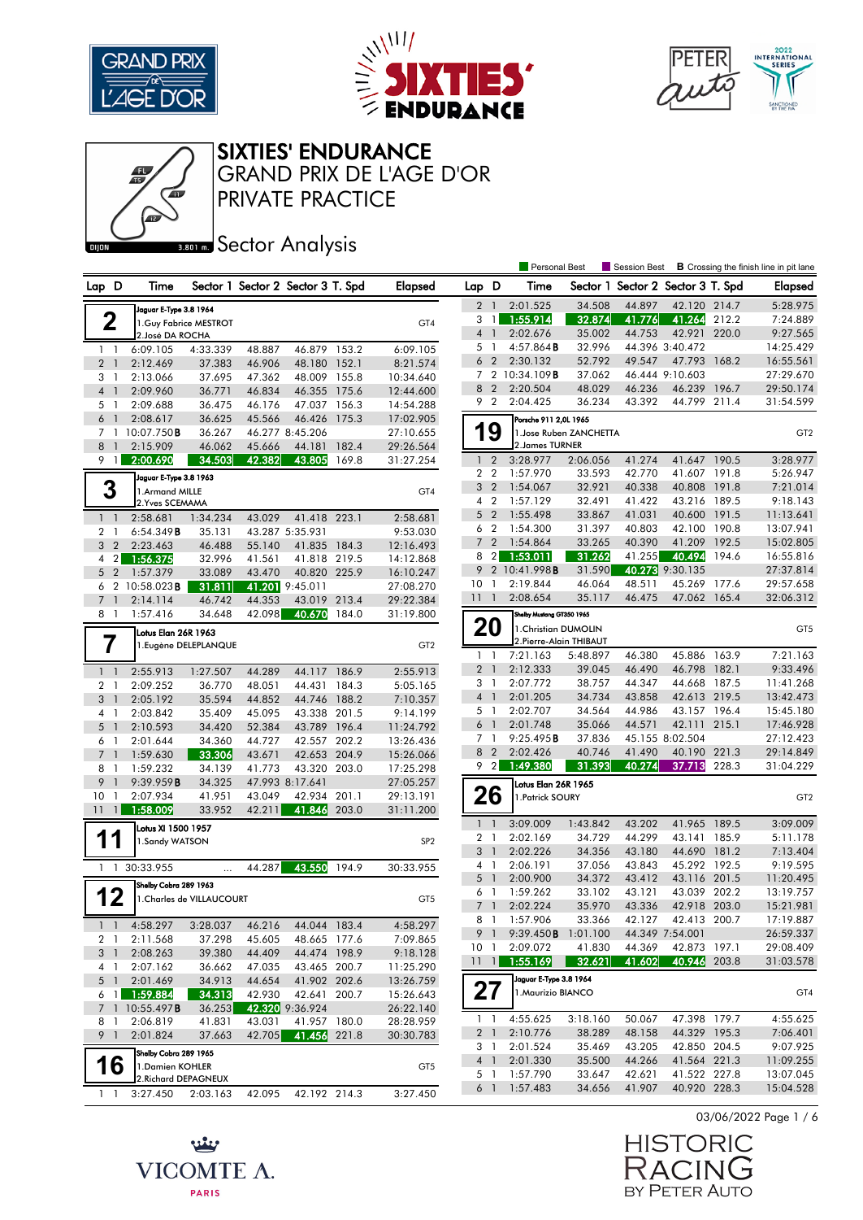# SIXTIES' ENDURANCE

## GRAND PRIX DE L'AGE D'OR

## PRIVATE PRACTICE

## Sector Analysis

DIJON 3.801 m.

Personal Best | Session Best | B Crossing the finish line in pit lane

**2** — Jaguar E-Type 3.8 1964 — GT4
1.Guy Fabrice MESTROT
2.José DA ROCHA

| Lap | D | Time | Sector 1 | Sector 2 | Sector 3 | T. Spd | Elapsed |
|---|---|---|---|---|---|---|---|
| 1 | 1 | 6:09.105 | 4:33.339 | 48.887 | 46.879 | 153.2 | 6:09.105 |
| 2 | 1 | 2:12.469 | 37.383 | 46.906 | 48.180 | 152.1 | 8:21.574 |
| 3 | 1 | 2:13.066 | 37.695 | 47.362 | 48.009 | 155.8 | 10:34.640 |
| 4 | 1 | 2:09.960 | 36.771 | 46.834 | 46.355 | 175.6 | 12:44.600 |
| 5 | 1 | 2:09.688 | 36.475 | 46.176 | 47.037 | 156.3 | 14:54.288 |
| 6 | 1 | 2:08.617 | 36.625 | 45.566 | 46.426 | 175.3 | 17:02.905 |
| 7 | 1 | 10:07.750B | 36.267 | 46.277 | 8:45.206 | | 27:10.655 |
| 8 | 1 | 2:15.909 | 46.062 | 45.666 | 44.181 | 182.4 | 29:26.564 |
| 9 | 1 | 2:00.690 | 34.503 | 42.382 | 43.805 | 169.8 | 31:27.254 |

**3** — Jaguar E-Type 3.8 1963 — GT4
1.Armand MILLE
2.Yves SCEMAMA

| Lap | D | Time | Sector 1 | Sector 2 | Sector 3 | T. Spd | Elapsed |
|---|---|---|---|---|---|---|---|
| 1 | 1 | 2:58.681 | 1:34.234 | 43.029 | 41.418 | 223.1 | 2:58.681 |
| 2 | 1 | 6:54.349B | 35.131 | 43.287 | 5:35.931 | | 9:53.030 |
| 3 | 2 | 2:23.463 | 46.488 | 55.140 | 41.835 | 184.3 | 12:16.493 |
| 4 | 2 | 1:56.375 | 32.996 | 41.561 | 41.818 | 219.5 | 14:12.868 |
| 5 | 2 | 1:57.379 | 33.089 | 43.470 | 40.820 | 225.9 | 16:10.247 |
| 6 | 2 | 10:58.023B | 31.811 | 41.201 | 9:45.011 | | 27:08.270 |
| 7 | 1 | 2:14.114 | 46.742 | 44.353 | 43.019 | 213.4 | 29:22.384 |
| 8 | 1 | 1:57.416 | 34.648 | 42.098 | 40.670 | 184.0 | 31:19.800 |

**7** — Lotus Elan 26R 1963 — GT2
1.Eugène DELEPLANQUE

| Lap | D | Time | Sector 1 | Sector 2 | Sector 3 | T. Spd | Elapsed |
|---|---|---|---|---|---|---|---|
| 1 | 1 | 2:55.913 | 1:27.507 | 44.289 | 44.117 | 186.9 | 2:55.913 |
| 2 | 1 | 2:09.252 | 36.770 | 48.051 | 44.431 | 184.3 | 5:05.165 |
| 3 | 1 | 2:05.192 | 35.594 | 44.852 | 44.746 | 188.2 | 7:10.357 |
| 4 | 1 | 2:03.842 | 35.409 | 45.095 | 43.338 | 201.5 | 9:14.199 |
| 5 | 1 | 2:10.593 | 34.420 | 52.384 | 43.789 | 196.4 | 11:24.792 |
| 6 | 1 | 2:01.644 | 34.360 | 44.727 | 42.557 | 202.2 | 13:26.436 |
| 7 | 1 | 1:59.630 | 33.306 | 43.671 | 42.653 | 204.9 | 15:26.066 |
| 8 | 1 | 1:59.232 | 34.139 | 41.773 | 43.320 | 203.0 | 17:25.298 |
| 9 | 1 | 9:39.959B | 34.325 | 47.993 | 8:17.641 | | 27:05.257 |
| 10 | 1 | 2:07.934 | 41.951 | 43.049 | 42.934 | 201.1 | 29:13.191 |
| 11 | 1 | 1:58.009 | 33.952 | 42.211 | 41.846 | 203.0 | 31:11.200 |

**11** — Lotus XI 1500 1957 — SP2
1.Sandy WATSON

| Lap | D | Time | Sector 1 | Sector 2 | Sector 3 | T. Spd | Elapsed |
|---|---|---|---|---|---|---|---|
| 1 | 1 | 30:33.955 | ... | 44.287 | 43.550 | 194.9 | 30:33.955 |

**12** — Shelby Cobra 289 1963 — GT5
1.Charles de VILLAUCOURT

| Lap | D | Time | Sector 1 | Sector 2 | Sector 3 | T. Spd | Elapsed |
|---|---|---|---|---|---|---|---|
| 1 | 1 | 4:58.297 | 3:28.037 | 46.216 | 44.044 | 183.4 | 4:58.297 |
| 2 | 1 | 2:11.568 | 37.298 | 45.605 | 48.665 | 177.6 | 7:09.865 |
| 3 | 1 | 2:08.263 | 39.380 | 44.409 | 44.474 | 198.9 | 9:18.128 |
| 4 | 1 | 2:07.162 | 36.662 | 47.035 | 43.465 | 200.7 | 11:25.290 |
| 5 | 1 | 2:01.469 | 34.913 | 44.654 | 41.902 | 202.6 | 13:26.759 |
| 6 | 1 | 1:59.884 | 34.313 | 42.930 | 42.641 | 200.7 | 15:26.643 |
| 7 | 1 | 10:55.497B | 36.253 | 42.320 | 9:36.924 | | 26:22.140 |
| 8 | 1 | 2:06.819 | 41.831 | 43.031 | 41.957 | 180.0 | 28:28.959 |
| 9 | 1 | 2:01.824 | 37.663 | 42.705 | 41.456 | 221.8 | 30:30.783 |

**16** — Shelby Cobra 289 1965 — GT5
1.Damien KOHLER
2.Richard DEPAGNEUX

| Lap | D | Time | Sector 1 | Sector 2 | Sector 3 | T. Spd | Elapsed |
|---|---|---|---|---|---|---|---|
| 1 | 1 | 3:27.450 | 2:03.163 | 42.095 | 42.192 | 214.3 | 3:27.450 |
| 2 | 1 | 2:01.525 | 34.508 | 44.897 | 42.120 | 214.7 | 5:28.975 |
| 3 | 1 | 1:55.914 | 32.874 | 41.776 | 41.264 | 212.2 | 7:24.889 |
| 4 | 1 | 2:02.676 | 35.002 | 44.753 | 42.921 | 220.0 | 9:27.565 |
| 5 | 1 | 4:57.864B | 32.996 | 44.396 | 3:40.472 | | 14:25.429 |
| 6 | 2 | 2:30.132 | 52.792 | 49.547 | 47.793 | 168.2 | 16:55.561 |
| 7 | 2 | 10:34.109B | 37.062 | 46.444 | 9:10.603 | | 27:29.670 |
| 8 | 2 | 2:20.504 | 48.029 | 46.236 | 46.239 | 196.7 | 29:50.174 |
| 9 | 2 | 2:04.425 | 36.234 | 43.392 | 44.799 | 211.4 | 31:54.599 |

**19** — Porsche 911 2,0L 1965 — GT2
1.Jose Ruben ZANCHETTA
2.James TURNER

| Lap | D | Time | Sector 1 | Sector 2 | Sector 3 | T. Spd | Elapsed |
|---|---|---|---|---|---|---|---|
| 1 | 2 | 3:28.977 | 2:06.056 | 41.274 | 41.647 | 190.5 | 3:28.977 |
| 2 | 2 | 1:57.970 | 33.593 | 42.770 | 41.607 | 191.8 | 5:26.947 |
| 3 | 2 | 1:54.067 | 32.921 | 40.338 | 40.808 | 191.8 | 7:21.014 |
| 4 | 2 | 1:57.129 | 32.491 | 41.422 | 43.216 | 189.5 | 9:18.143 |
| 5 | 2 | 1:55.498 | 33.867 | 41.031 | 40.600 | 191.5 | 11:13.641 |
| 6 | 2 | 1:54.300 | 31.397 | 40.803 | 42.100 | 190.8 | 13:07.941 |
| 7 | 2 | 1:54.864 | 33.265 | 40.390 | 41.209 | 192.5 | 15:02.805 |
| 8 | 2 | 1:53.011 | 31.262 | 41.255 | 40.494 | 194.6 | 16:55.816 |
| 9 | 2 | 10:41.998B | 31.590 | 40.273 | 9:30.135 | | 27:37.814 |
| 10 | 1 | 2:19.844 | 46.064 | 48.511 | 45.269 | 177.6 | 29:57.658 |
| 11 | 1 | 2:08.654 | 35.117 | 46.475 | 47.062 | 165.4 | 32:06.312 |

**20** — Shelby Mustang GT350 1965 — GT5
1.Christian DUMOLIN
2.Pierre-Alain THIBAUT

| Lap | D | Time | Sector 1 | Sector 2 | Sector 3 | T. Spd | Elapsed |
|---|---|---|---|---|---|---|---|
| 1 | 1 | 7:21.163 | 5:48.897 | 46.380 | 45.886 | 163.9 | 7:21.163 |
| 2 | 1 | 2:12.333 | 39.045 | 46.490 | 46.798 | 182.1 | 9:33.496 |
| 3 | 1 | 2:07.772 | 38.757 | 44.347 | 44.668 | 187.5 | 11:41.268 |
| 4 | 1 | 2:01.205 | 34.734 | 43.858 | 42.613 | 219.5 | 13:42.473 |
| 5 | 1 | 2:02.707 | 34.564 | 44.986 | 43.157 | 196.4 | 15:45.180 |
| 6 | 1 | 2:01.748 | 35.066 | 44.571 | 42.111 | 215.1 | 17:46.928 |
| 7 | 1 | 9:25.495B | 37.836 | 45.155 | 8:02.504 | | 27:12.423 |
| 8 | 2 | 2:02.426 | 40.746 | 41.490 | 40.190 | 221.3 | 29:14.849 |
| 9 | 2 | 1:49.380 | 31.393 | 40.274 | 37.713 | 228.3 | 31:04.229 |

**26** — Lotus Elan 26R 1965 — GT2
1.Patrick SOURY

| Lap | D | Time | Sector 1 | Sector 2 | Sector 3 | T. Spd | Elapsed |
|---|---|---|---|---|---|---|---|
| 1 | 1 | 3:09.009 | 1:43.842 | 43.202 | 41.965 | 189.5 | 3:09.009 |
| 2 | 1 | 2:02.169 | 34.729 | 44.299 | 43.141 | 185.9 | 5:11.178 |
| 3 | 1 | 2:02.226 | 34.356 | 43.180 | 44.690 | 181.2 | 7:13.404 |
| 4 | 1 | 2:06.191 | 37.056 | 43.843 | 45.292 | 192.5 | 9:19.595 |
| 5 | 1 | 2:00.900 | 34.372 | 43.412 | 43.116 | 201.5 | 11:20.495 |
| 6 | 1 | 1:59.262 | 33.102 | 43.121 | 43.039 | 202.2 | 13:19.757 |
| 7 | 1 | 2:02.224 | 35.970 | 43.336 | 42.918 | 203.0 | 15:21.981 |
| 8 | 1 | 1:57.906 | 33.366 | 42.127 | 42.413 | 200.7 | 17:19.887 |
| 9 | 1 | 9:39.450B | 1:01.100 | 44.349 | 7:54.001 | | 26:59.337 |
| 10 | 1 | 2:09.072 | 41.830 | 44.369 | 42.873 | 197.1 | 29:08.409 |
| 11 | 1 | 1:55.169 | 32.621 | 41.602 | 40.946 | 203.8 | 31:03.578 |

**27** — Jaguar E-Type 3.8 1964 — GT4
1.Maurizio BIANCO

| Lap | D | Time | Sector 1 | Sector 2 | Sector 3 | T. Spd | Elapsed |
|---|---|---|---|---|---|---|---|
| 1 | 1 | 4:55.625 | 3:18.160 | 50.067 | 47.398 | 179.7 | 4:55.625 |
| 2 | 1 | 2:10.776 | 38.289 | 48.158 | 44.329 | 195.3 | 7:06.401 |
| 3 | 1 | 2:01.524 | 35.469 | 43.205 | 42.850 | 204.5 | 9:07.925 |
| 4 | 1 | 2:01.330 | 35.500 | 44.266 | 41.564 | 221.3 | 11:09.255 |
| 5 | 1 | 1:57.790 | 33.647 | 42.621 | 41.522 | 227.8 | 13:07.045 |
| 6 | 1 | 1:57.483 | 34.656 | 41.907 | 40.920 | 228.3 | 15:04.528 |

03/06/2022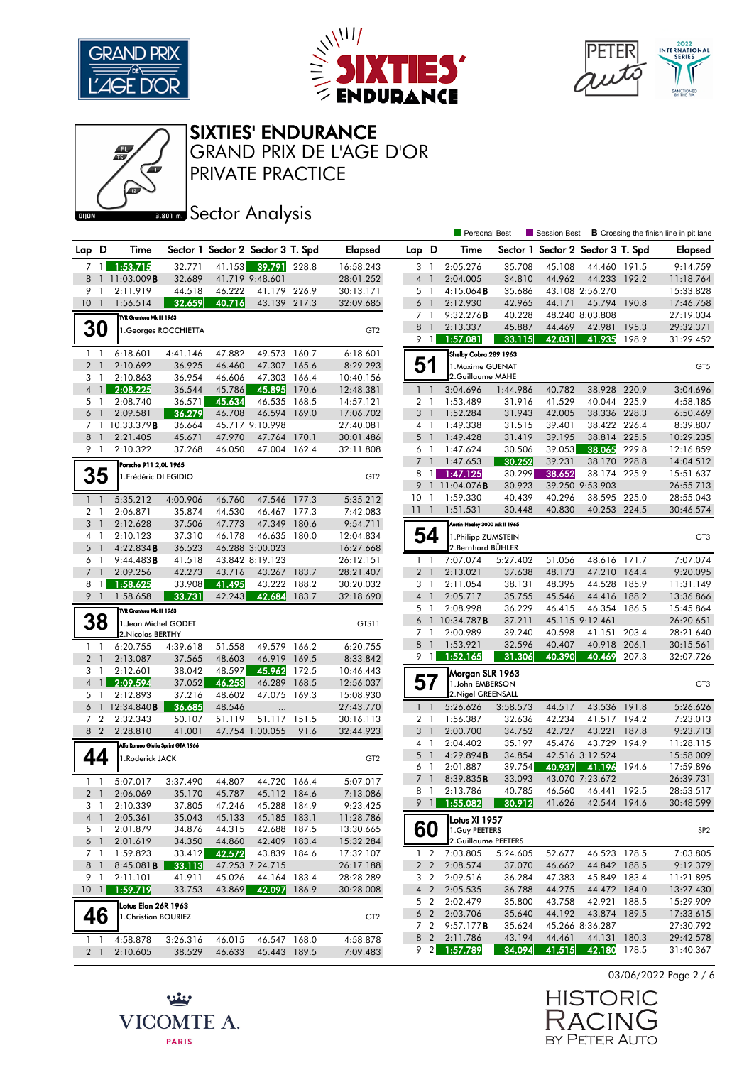# SIXTIES' ENDURANCE
## GRAND PRIX DE L'AGE D'OR
## PRIVATE PRACTICE
### Sector Analysis

DIJON 3.801 m.

Personal Best | Session Best | **B** Crossing the finish line in pit lane

| Lap | D | Time | Sector 1 | Sector 2 | Sector 3 | T. Spd | Elapsed |
|---|---|---|---|---|---|---|---|
| 7 | 1 | 1:53.715 | 32.771 | 41.153 | 39.791 | 228.8 | 16:58.243 |
| 8 | 1 | 11:03.009**B** | 32.689 | 41.719 | 9:48.601 | | 28:01.252 |
| 9 | 1 | 2:11.919 | 44.518 | 46.222 | 41.179 | 226.9 | 30:13.171 |
| 10 | 1 | 1:56.514 | 32.659 | 40.716 | 43.139 | 217.3 | 32:09.685 |

**30** — TVR Grantura Mk III 1963 — 1.Georges ROCCHIETTA — GT2

| Lap | D | Time | Sector 1 | Sector 2 | Sector 3 | T. Spd | Elapsed |
|---|---|---|---|---|---|---|---|
| 1 | 1 | 6:18.601 | 4:41.146 | 47.882 | 49.573 | 160.7 | 6:18.601 |
| 2 | 1 | 2:10.692 | 36.925 | 46.460 | 47.307 | 165.6 | 8:29.293 |
| 3 | 1 | 2:10.863 | 36.954 | 46.606 | 47.303 | 166.4 | 10:40.156 |
| 4 | 1 | 2:08.225 | 36.544 | 45.786 | 45.895 | 170.6 | 12:48.381 |
| 5 | 1 | 2:08.740 | 36.571 | 45.634 | 46.535 | 168.5 | 14:57.121 |
| 6 | 1 | 2:09.581 | 36.279 | 46.708 | 46.594 | 169.0 | 17:06.702 |
| 7 | 1 | 10:33.379**B** | 36.664 | 45.717 | 9:10.998 | | 27:40.081 |
| 8 | 1 | 2:21.405 | 45.671 | 47.970 | 47.764 | 170.1 | 30:01.486 |
| 9 | 1 | 2:10.322 | 37.268 | 46.050 | 47.004 | 162.4 | 32:11.808 |

**35** — Porsche 911 2,0L 1965 — 1.Frédéric DI EGIDIO — GT2

| Lap | D | Time | Sector 1 | Sector 2 | Sector 3 | T. Spd | Elapsed |
|---|---|---|---|---|---|---|---|
| 1 | 1 | 5:35.212 | 4:00.906 | 46.760 | 47.546 | 177.3 | 5:35.212 |
| 2 | 1 | 2:06.871 | 35.874 | 44.530 | 46.467 | 177.3 | 7:42.083 |
| 3 | 1 | 2:12.628 | 37.506 | 47.773 | 47.349 | 180.6 | 9:54.711 |
| 4 | 1 | 2:10.123 | 37.310 | 46.178 | 46.635 | 180.0 | 12:04.834 |
| 5 | 1 | 4:22.834**B** | 36.523 | 46.288 | 3:00.023 | | 16:27.668 |
| 6 | 1 | 9:44.483**B** | 41.518 | 43.842 | 8:19.123 | | 26:12.151 |
| 7 | 1 | 2:09.256 | 42.273 | 43.716 | 43.267 | 183.7 | 28:21.407 |
| 8 | 1 | 1:58.625 | 33.908 | 41.495 | 43.222 | 188.2 | 30:20.032 |
| 9 | 1 | 1:58.658 | 33.731 | 42.243 | 42.684 | 183.7 | 32:18.690 |

**38** — TVR Grantura Mk III 1963 — 1.Jean Michel GODET, 2.Nicolas BERTHY — GTS11

| Lap | D | Time | Sector 1 | Sector 2 | Sector 3 | T. Spd | Elapsed |
|---|---|---|---|---|---|---|---|
| 1 | 1 | 6:20.755 | 4:39.618 | 51.558 | 49.579 | 166.2 | 6:20.755 |
| 2 | 1 | 2:13.087 | 37.565 | 48.603 | 46.919 | 169.5 | 8:33.842 |
| 3 | 1 | 2:12.601 | 38.042 | 48.597 | 45.962 | 172.5 | 10:46.443 |
| 4 | 1 | 2:09.594 | 37.052 | 46.253 | 46.289 | 168.5 | 12:56.037 |
| 5 | 1 | 2:12.893 | 37.216 | 48.602 | 47.075 | 169.3 | 15:08.930 |
| 6 | 1 | 12:34.840**B** | 36.685 | 48.546 | ... | | 27:43.770 |
| 7 | 2 | 2:32.343 | 50.107 | 51.119 | 51.117 | 151.5 | 30:16.113 |
| 8 | 2 | 2:28.810 | 41.001 | 47.754 | 1:00.055 | 91.6 | 32:44.923 |

**44** — Alfa Romeo Giulia Sprint GTA 1966 — 1.Roderick JACK — GT2

| Lap | D | Time | Sector 1 | Sector 2 | Sector 3 | T. Spd | Elapsed |
|---|---|---|---|---|---|---|---|
| 1 | 1 | 5:07.017 | 3:37.490 | 44.807 | 44.720 | 166.4 | 5:07.017 |
| 2 | 1 | 2:06.069 | 35.170 | 45.787 | 45.112 | 184.6 | 7:13.086 |
| 3 | 1 | 2:10.339 | 37.805 | 47.246 | 45.288 | 184.9 | 9:23.425 |
| 4 | 1 | 2:05.361 | 35.043 | 45.133 | 45.185 | 183.1 | 11:28.786 |
| 5 | 1 | 2:01.879 | 34.876 | 44.315 | 42.688 | 187.5 | 13:30.665 |
| 6 | 1 | 2:01.619 | 34.350 | 44.860 | 42.409 | 183.4 | 15:32.284 |
| 7 | 1 | 1:59.823 | 33.412 | 42.572 | 43.839 | 184.6 | 17:32.107 |
| 8 | 1 | 8:45.081**B** | 33.113 | 47.253 | 7:24.715 | | 26:17.188 |
| 9 | 1 | 2:11.101 | 41.911 | 45.026 | 44.164 | 183.4 | 28:28.289 |
| 10 | 1 | 1:59.719 | 33.753 | 43.869 | 42.097 | 186.9 | 30:28.008 |

**46** — Lotus Elan 26R 1963 — 1.Christian BOURIEZ — GT2

| Lap | D | Time | Sector 1 | Sector 2 | Sector 3 | T. Spd | Elapsed |
|---|---|---|---|---|---|---|---|
| 1 | 1 | 4:58.878 | 3:26.316 | 46.015 | 46.547 | 168.0 | 4:58.878 |
| 2 | 1 | 2:10.605 | 38.529 | 46.633 | 45.443 | 189.5 | 7:09.483 |
| 3 | 1 | 2:05.276 | 35.708 | 45.108 | 44.460 | 191.5 | 9:14.759 |
| 4 | 1 | 2:04.005 | 34.810 | 44.962 | 44.233 | 192.2 | 11:18.764 |
| 5 | 1 | 4:15.064**B** | 35.686 | 43.108 | 2:56.270 | | 15:33.828 |
| 6 | 1 | 2:12.930 | 42.965 | 44.171 | 45.794 | 190.8 | 17:46.758 |
| 7 | 1 | 9:32.276**B** | 40.228 | 48.240 | 8:03.808 | | 27:19.034 |
| 8 | 1 | 2:13.337 | 45.887 | 44.469 | 42.981 | 195.3 | 29:32.371 |
| 9 | 1 | 1:57.081 | 33.115 | 42.031 | 41.935 | 198.9 | 31:29.452 |

**51** — Shelby Cobra 289 1963 — 1.Maxime GUENAT, 2.Guillaume MAHE — GT5

| Lap | D | Time | Sector 1 | Sector 2 | Sector 3 | T. Spd | Elapsed |
|---|---|---|---|---|---|---|---|
| 1 | 1 | 3:04.696 | 1:44.986 | 40.782 | 38.928 | 220.9 | 3:04.696 |
| 2 | 1 | 1:53.489 | 31.916 | 41.529 | 40.044 | 225.9 | 4:58.185 |
| 3 | 1 | 1:52.284 | 31.943 | 42.005 | 38.336 | 228.3 | 6:50.469 |
| 4 | 1 | 1:49.338 | 31.515 | 39.401 | 38.422 | 226.4 | 8:39.807 |
| 5 | 1 | 1:49.428 | 31.419 | 39.195 | 38.814 | 225.5 | 10:29.235 |
| 6 | 1 | 1:47.624 | 30.506 | 39.053 | 38.065 | 229.8 | 12:16.859 |
| 7 | 1 | 1:47.653 | 30.252 | 39.231 | 38.170 | 228.8 | 14:04.512 |
| 8 | 1 | 1:47.125 | 30.299 | 38.652 | 38.174 | 225.9 | 15:51.637 |
| 9 | 1 | 11:04.076**B** | 30.923 | 39.250 | 9:53.903 | | 26:55.713 |
| 10 | 1 | 1:59.330 | 40.439 | 40.296 | 38.595 | 225.0 | 28:55.043 |
| 11 | 1 | 1:51.531 | 30.448 | 40.830 | 40.253 | 224.5 | 30:46.574 |

**54** — Austin-Healey 3000 Mk II 1965 — 1.Philipp ZUMSTEIN, 2.Bernhard BÜHLER — GT3

| Lap | D | Time | Sector 1 | Sector 2 | Sector 3 | T. Spd | Elapsed |
|---|---|---|---|---|---|---|---|
| 1 | 1 | 7:07.074 | 5:27.402 | 51.056 | 48.616 | 171.7 | 7:07.074 |
| 2 | 1 | 2:13.021 | 37.638 | 48.173 | 47.210 | 164.4 | 9:20.095 |
| 3 | 1 | 2:11.054 | 38.131 | 48.395 | 44.528 | 185.9 | 11:31.149 |
| 4 | 1 | 2:05.717 | 35.755 | 45.546 | 44.416 | 188.2 | 13:36.866 |
| 5 | 1 | 2:08.998 | 36.229 | 46.415 | 46.354 | 186.5 | 15:45.864 |
| 6 | 1 | 10:34.787**B** | 37.211 | 45.115 | 9:12.461 | | 26:20.651 |
| 7 | 1 | 2:00.989 | 39.240 | 40.598 | 41.151 | 203.4 | 28:21.640 |
| 8 | 1 | 1:53.921 | 32.596 | 40.407 | 40.918 | 206.1 | 30:15.561 |
| 9 | 1 | 1:52.165 | 31.306 | 40.390 | 40.469 | 207.3 | 32:07.726 |

**57** — Morgan SLR 1963 — 1.John EMBERSON, 2.Nigel GREENSALL — GT3

| Lap | D | Time | Sector 1 | Sector 2 | Sector 3 | T. Spd | Elapsed |
|---|---|---|---|---|---|---|---|
| 1 | 1 | 5:26.626 | 3:58.573 | 44.517 | 43.536 | 191.8 | 5:26.626 |
| 2 | 1 | 1:56.387 | 32.636 | 42.234 | 41.517 | 194.2 | 7:23.013 |
| 3 | 1 | 2:00.700 | 34.752 | 42.727 | 43.221 | 187.8 | 9:23.713 |
| 4 | 1 | 2:04.402 | 35.197 | 45.476 | 43.729 | 194.9 | 11:28.115 |
| 5 | 1 | 4:29.894**B** | 34.854 | 42.516 | 3:12.524 | | 15:58.009 |
| 6 | 1 | 2:01.887 | 39.754 | 40.937 | 41.196 | 194.6 | 17:59.896 |
| 7 | 1 | 8:39.835**B** | 33.093 | 43.070 | 7:23.672 | | 26:39.731 |
| 8 | 1 | 2:13.786 | 40.785 | 46.560 | 46.441 | 192.5 | 28:53.517 |
| 9 | 1 | 1:55.082 | 30.912 | 41.626 | 42.544 | 194.6 | 30:48.599 |

**60** — Lotus XI 1957 — 1.Guy PEETERS, 2.Guillaume PEETERS — SP2

| Lap | D | Time | Sector 1 | Sector 2 | Sector 3 | T. Spd | Elapsed |
|---|---|---|---|---|---|---|---|
| 1 | 2 | 7:03.805 | 5:24.605 | 52.677 | 46.523 | 178.5 | 7:03.805 |
| 2 | 2 | 2:08.574 | 37.070 | 46.662 | 44.842 | 188.5 | 9:12.379 |
| 3 | 2 | 2:09.516 | 36.284 | 47.383 | 45.849 | 183.4 | 11:21.895 |
| 4 | 2 | 2:05.535 | 36.788 | 44.275 | 44.472 | 184.0 | 13:27.430 |
| 5 | 2 | 2:02.479 | 35.800 | 43.758 | 42.921 | 188.5 | 15:29.909 |
| 6 | 2 | 2:03.706 | 35.640 | 44.192 | 43.874 | 189.5 | 17:33.615 |
| 7 | 2 | 9:57.177**B** | 35.624 | 45.266 | 8:36.287 | | 27:30.792 |
| 8 | 2 | 2:11.786 | 43.194 | 44.461 | 44.131 | 180.3 | 29:42.578 |
| 9 | 2 | 1:57.789 | 34.094 | 41.515 | 42.180 | 178.5 | 31:40.367 |

03/06/2022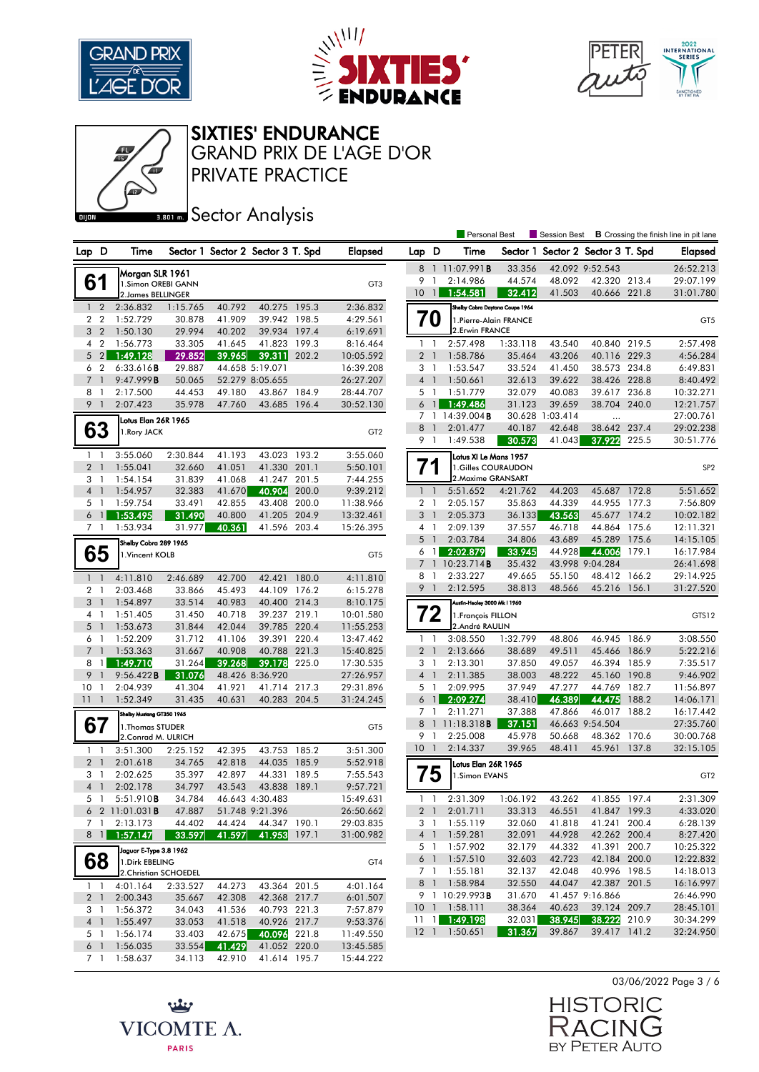# SIXTIES' ENDURANCE

## GRAND PRIX DE L'AGE D'OR

## PRIVATE PRACTICE

### Sector Analysis

Personal Best | Session Best | **B** Crossing the finish line in pit lane

**61** — Morgan SLR 1961 — 1.Simon OREBI GANN, 2.James BELLINGER — GT3

| Lap | D | Time | Sector 1 | Sector 2 | Sector 3 | T. Spd | Elapsed |
|---|---|---|---|---|---|---|---|
| 1 | 2 | 2:36.832 | 1:15.765 | 40.792 | 40.275 | 195.3 | 2:36.832 |
| 2 | 2 | 1:52.729 | 30.878 | 41.909 | 39.942 | 198.5 | 4:29.561 |
| 3 | 2 | 1:50.130 | 29.994 | 40.202 | 39.934 | 197.4 | 6:19.691 |
| 4 | 2 | 1:56.773 | 33.305 | 41.645 | 41.823 | 199.3 | 8:16.464 |
| 5 | 2 | 1:49.128 | 29.852 | 39.965 | 39.311 | 202.2 | 10:05.592 |
| 6 | 2 | 6:33.616 **B** | 29.887 | 44.658 | 5:19.071 | | 16:39.208 |
| 7 | 1 | 9:47.999 **B** | 50.065 | 52.279 | 8:05.655 | | 26:27.207 |
| 8 | 1 | 2:17.500 | 44.453 | 49.180 | 43.867 | 184.9 | 28:44.707 |
| 9 | 1 | 2:07.423 | 35.978 | 47.760 | 43.685 | 196.4 | 30:52.130 |

**63** — Lotus Elan 26R 1965 — 1.Rory JACK — GT2

| Lap | D | Time | Sector 1 | Sector 2 | Sector 3 | T. Spd | Elapsed |
|---|---|---|---|---|---|---|---|
| 1 | 1 | 3:55.060 | 2:30.844 | 41.193 | 43.023 | 193.2 | 3:55.060 |
| 2 | 1 | 1:55.041 | 32.660 | 41.051 | 41.330 | 201.1 | 5:50.101 |
| 3 | 1 | 1:54.154 | 31.839 | 41.068 | 41.247 | 201.5 | 7:44.255 |
| 4 | 1 | 1:54.957 | 32.383 | 41.670 | 40.904 | 200.0 | 9:39.212 |
| 5 | 1 | 1:59.754 | 33.491 | 42.855 | 43.408 | 200.0 | 11:38.966 |
| 6 | 1 | 1:53.495 | 31.490 | 40.800 | 41.205 | 204.9 | 13:32.461 |
| 7 | 1 | 1:53.934 | 31.977 | 40.361 | 41.596 | 203.4 | 15:26.395 |

**65** — Shelby Cobra 289 1965 — 1.Vincent KOLB — GT5

| Lap | D | Time | Sector 1 | Sector 2 | Sector 3 | T. Spd | Elapsed |
|---|---|---|---|---|---|---|---|
| 1 | 1 | 4:11.810 | 2:46.689 | 42.700 | 42.421 | 180.0 | 4:11.810 |
| 2 | 1 | 2:03.468 | 33.866 | 45.493 | 44.109 | 176.2 | 6:15.278 |
| 3 | 1 | 1:54.897 | 33.514 | 40.983 | 40.400 | 214.3 | 8:10.175 |
| 4 | 1 | 1:51.405 | 31.450 | 40.718 | 39.237 | 219.1 | 10:01.580 |
| 5 | 1 | 1:53.673 | 31.844 | 42.044 | 39.785 | 220.4 | 11:55.253 |
| 6 | 1 | 1:52.209 | 31.712 | 41.106 | 39.391 | 220.4 | 13:47.462 |
| 7 | 1 | 1:53.363 | 31.667 | 40.908 | 40.788 | 221.3 | 15:40.825 |
| 8 | 1 | 1:49.710 | 31.264 | 39.268 | 39.178 | 225.0 | 17:30.535 |
| 9 | 1 | 9:56.422 **B** | 31.076 | 48.426 | 8:36.920 | | 27:26.957 |
| 10 | 1 | 2:04.939 | 41.304 | 41.921 | 41.714 | 217.3 | 29:31.896 |
| 11 | 1 | 1:52.349 | 31.435 | 40.631 | 40.283 | 204.5 | 31:24.245 |

**67** — Shelby Mustang GT350 1965 — 1.Thomas STUDER, 2.Conrad M. ULRICH — GT5

| Lap | D | Time | Sector 1 | Sector 2 | Sector 3 | T. Spd | Elapsed |
|---|---|---|---|---|---|---|---|
| 1 | 1 | 3:51.300 | 2:25.152 | 42.395 | 43.753 | 185.2 | 3:51.300 |
| 2 | 1 | 2:01.618 | 34.765 | 42.818 | 44.035 | 185.9 | 5:52.918 |
| 3 | 1 | 2:02.625 | 35.397 | 42.897 | 44.331 | 189.5 | 7:55.543 |
| 4 | 1 | 2:02.178 | 34.797 | 43.543 | 43.838 | 189.1 | 9:57.721 |
| 5 | 1 | 5:51.910 **B** | 34.784 | 46.643 | 4:30.483 | | 15:49.631 |
| 6 | 2 | 11:01.031 **B** | 47.887 | 51.748 | 9:21.396 | | 26:50.662 |
| 7 | 1 | 2:13.173 | 44.402 | 44.424 | 44.347 | 190.1 | 29:03.835 |
| 8 | 1 | 1:57.147 | 33.597 | 41.597 | 41.953 | 197.1 | 31:00.982 |

**68** — Jaguar E-Type 3.8 1962 — 1.Dirk EBELING, 2.Christian SCHOEDEL — GT4

| Lap | D | Time | Sector 1 | Sector 2 | Sector 3 | T. Spd | Elapsed |
|---|---|---|---|---|---|---|---|
| 1 | 1 | 4:01.164 | 2:33.527 | 44.273 | 43.364 | 201.5 | 4:01.164 |
| 2 | 1 | 2:00.343 | 35.667 | 42.308 | 42.368 | 217.7 | 6:01.507 |
| 3 | 1 | 1:56.372 | 34.043 | 41.536 | 40.793 | 221.3 | 7:57.879 |
| 4 | 1 | 1:55.497 | 33.053 | 41.518 | 40.926 | 217.7 | 9:53.376 |
| 5 | 1 | 1:56.174 | 33.403 | 42.675 | 40.096 | 221.8 | 11:49.550 |
| 6 | 1 | 1:56.035 | 33.554 | 41.429 | 41.052 | 220.0 | 13:45.585 |
| 7 | 1 | 1:58.637 | 34.113 | 42.910 | 41.614 | 195.7 | 15:44.222 |
| 8 | 1 | 11:07.991 **B** | 33.356 | 42.092 | 9:52.543 | | 26:52.213 |
| 9 | 1 | 2:14.986 | 44.574 | 48.092 | 42.320 | 213.4 | 29:07.199 |
| 10 | 1 | 1:54.581 | 32.412 | 41.503 | 40.666 | 221.8 | 31:01.780 |

**70** — Shelby Cobra Daytona Coupe 1964 — 1.Pierre-Alain FRANCE, 2.Erwin FRANCE — GT5

| Lap | D | Time | Sector 1 | Sector 2 | Sector 3 | T. Spd | Elapsed |
|---|---|---|---|---|---|---|---|
| 1 | 1 | 2:57.498 | 1:33.118 | 43.540 | 40.840 | 219.5 | 2:57.498 |
| 2 | 1 | 1:58.786 | 35.464 | 43.206 | 40.116 | 229.3 | 4:56.284 |
| 3 | 1 | 1:53.547 | 33.524 | 41.450 | 38.573 | 234.8 | 6:49.831 |
| 4 | 1 | 1:50.661 | 32.613 | 39.622 | 38.426 | 228.8 | 8:40.492 |
| 5 | 1 | 1:51.779 | 32.079 | 40.083 | 39.617 | 236.8 | 10:32.271 |
| 6 | 1 | 1:49.486 | 31.123 | 39.659 | 38.704 | 240.0 | 12:21.757 |
| 7 | 1 | 14:39.004 **B** | 30.628 | 1:03.414 | ... | | 27:00.761 |
| 8 | 1 | 2:01.477 | 40.187 | 42.648 | 38.642 | 237.4 | 29:02.238 |
| 9 | 1 | 1:49.538 | 30.573 | 41.043 | 37.922 | 225.5 | 30:51.776 |

**71** — Lotus XI Le Mans 1957 — 1.Gilles COURAUDON, 2.Maxime GRANSART — SP2

| Lap | D | Time | Sector 1 | Sector 2 | Sector 3 | T. Spd | Elapsed |
|---|---|---|---|---|---|---|---|
| 1 | 1 | 5:51.652 | 4:21.762 | 44.203 | 45.687 | 172.8 | 5:51.652 |
| 2 | 1 | 2:05.157 | 35.863 | 44.339 | 44.955 | 177.3 | 7:56.809 |
| 3 | 1 | 2:05.373 | 36.133 | 43.563 | 45.677 | 174.2 | 10:02.182 |
| 4 | 1 | 2:09.139 | 37.557 | 46.718 | 44.864 | 175.6 | 12:11.321 |
| 5 | 1 | 2:03.784 | 34.806 | 43.689 | 45.289 | 175.6 | 14:15.105 |
| 6 | 1 | 2:02.879 | 33.945 | 44.928 | 44.006 | 179.1 | 16:17.984 |
| 7 | 1 | 10:23.714 **B** | 35.432 | 43.998 | 9:04.284 | | 26:41.698 |
| 8 | 1 | 2:33.227 | 49.665 | 55.150 | 48.412 | 166.2 | 29:14.925 |
| 9 | 1 | 2:12.595 | 38.813 | 48.566 | 45.216 | 156.1 | 31:27.520 |

**72** — Austin-Healey 3000 Mk I 1960 — 1.François FILLON, 2.André RAULIN — GTS12

| Lap | D | Time | Sector 1 | Sector 2 | Sector 3 | T. Spd | Elapsed |
|---|---|---|---|---|---|---|---|
| 1 | 1 | 3:08.550 | 1:32.799 | 48.806 | 46.945 | 186.9 | 3:08.550 |
| 2 | 1 | 2:13.666 | 38.689 | 49.511 | 45.466 | 186.9 | 5:22.216 |
| 3 | 1 | 2:13.301 | 37.850 | 49.057 | 46.394 | 185.9 | 7:35.517 |
| 4 | 1 | 2:11.385 | 38.003 | 48.222 | 45.160 | 190.8 | 9:46.902 |
| 5 | 1 | 2:09.995 | 37.949 | 47.277 | 44.769 | 182.7 | 11:56.897 |
| 6 | 1 | 2:09.274 | 38.410 | 46.389 | 44.475 | 188.2 | 14:06.171 |
| 7 | 1 | 2:11.271 | 37.388 | 47.866 | 46.017 | 188.2 | 16:17.442 |
| 8 | 1 | 11:18.318 **B** | 37.151 | 46.663 | 9:54.504 | | 27:35.760 |
| 9 | 1 | 2:25.008 | 45.978 | 50.668 | 48.362 | 170.6 | 30:00.768 |
| 10 | 1 | 2:14.337 | 39.965 | 48.411 | 45.961 | 137.8 | 32:15.105 |

**75** — Lotus Elan 26R 1965 — 1.Simon EVANS — GT2

| Lap | D | Time | Sector 1 | Sector 2 | Sector 3 | T. Spd | Elapsed |
|---|---|---|---|---|---|---|---|
| 1 | 1 | 2:31.309 | 1:06.192 | 43.262 | 41.855 | 197.4 | 2:31.309 |
| 2 | 1 | 2:01.711 | 33.313 | 46.551 | 41.847 | 199.3 | 4:33.020 |
| 3 | 1 | 1:55.119 | 32.060 | 41.818 | 41.241 | 200.4 | 6:28.139 |
| 4 | 1 | 1:59.281 | 32.091 | 44.928 | 42.262 | 200.4 | 8:27.420 |
| 5 | 1 | 1:57.902 | 32.179 | 44.332 | 41.391 | 200.7 | 10:25.322 |
| 6 | 1 | 1:57.510 | 32.603 | 42.723 | 42.184 | 200.0 | 12:22.832 |
| 7 | 1 | 1:55.181 | 32.137 | 42.048 | 40.996 | 198.5 | 14:18.013 |
| 8 | 1 | 1:58.984 | 32.550 | 44.047 | 42.387 | 201.5 | 16:16.997 |
| 9 | 1 | 10:29.993 **B** | 31.670 | 41.457 | 9:16.866 | | 26:46.990 |
| 10 | 1 | 1:58.111 | 38.364 | 40.623 | 39.124 | 209.7 | 28:45.101 |
| 11 | 1 | 1:49.198 | 32.031 | 38.945 | 38.222 | 210.9 | 30:34.299 |
| 12 | 1 | 1:50.651 | 31.367 | 39.867 | 39.417 | 141.2 | 32:24.950 |

03/06/2022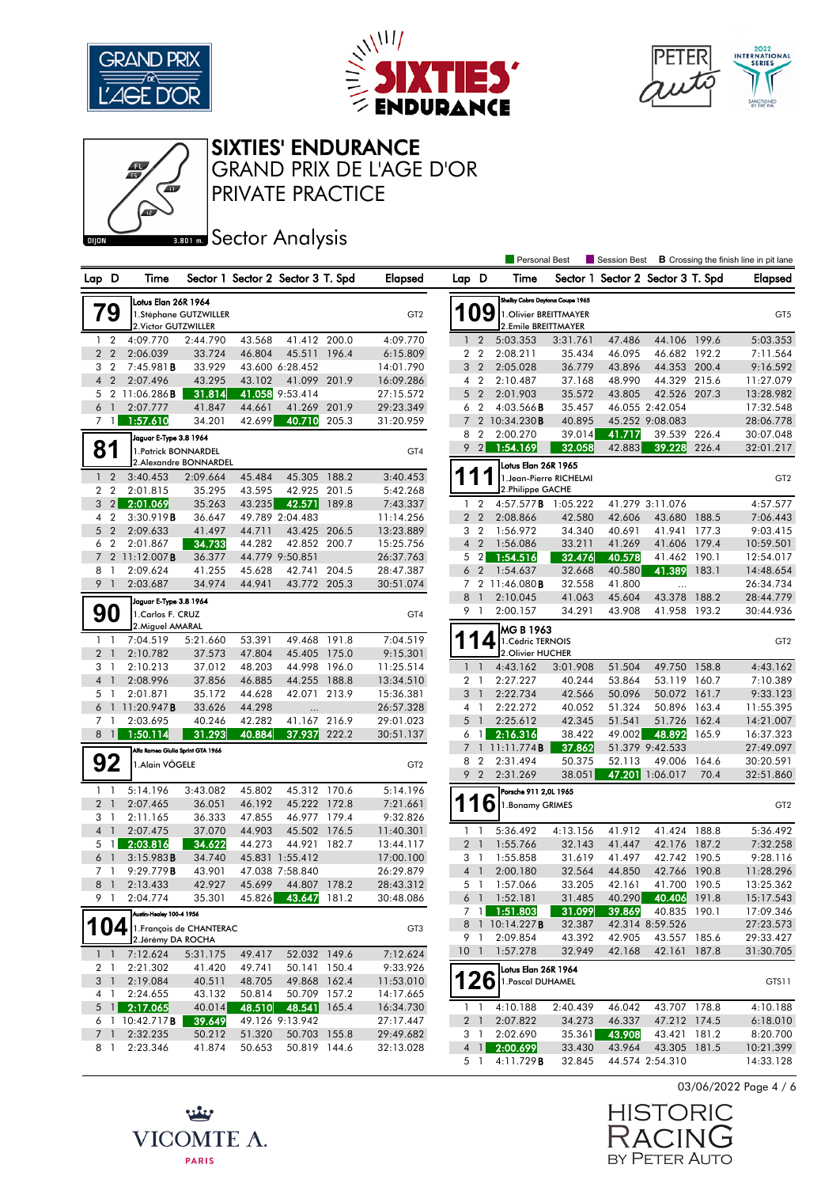# SIXTIES' ENDURANCE
## GRAND PRIX DE L'AGE D'OR
## PRIVATE PRACTICE
### Sector Analysis

DIJON 3.801 m.

Personal Best | Session Best | **B** Crossing the finish line in pit lane

### 79 — Lotus Elan 26R 1964 — GT2
1.Stéphane GUTZWILLER
2.Victor GUTZWILLER

| Lap | D | Time | Sector 1 | Sector 2 | Sector 3 | T. Spd | Elapsed |
|---|---|---|---|---|---|---|---|
| 1 | 2 | 4:09.770 | 2:44.790 | 43.568 | 41.412 | 200.0 | 4:09.770 |
| 2 | 2 | 2:06.039 | 33.724 | 46.804 | 45.511 | 196.4 | 6:15.809 |
| 3 | 2 | 7:45.981 **B** | 33.929 | 43.600 | 6:28.452 | | 14:01.790 |
| 4 | 2 | 2:07.496 | 43.295 | 43.102 | 41.099 | 201.9 | 16:09.286 |
| 5 | 2 | 11:06.286 **B** | 31.814 | 41.058 | 9:53.414 | | 27:15.572 |
| 6 | 1 | 2:07.777 | 41.847 | 44.661 | 41.269 | 201.9 | 29:23.349 |
| 7 | 1 | 1:57.610 | 34.201 | 42.699 | 40.710 | 205.3 | 31:20.959 |

### 81 — Jaguar E-Type 3.8 1964 — GT4
1.Patrick BONNARDEL
2.Alexandre BONNARDEL

| Lap | D | Time | Sector 1 | Sector 2 | Sector 3 | T. Spd | Elapsed |
|---|---|---|---|---|---|---|---|
| 1 | 2 | 3:40.453 | 2:09.664 | 45.484 | 45.305 | 188.2 | 3:40.453 |
| 2 | 2 | 2:01.815 | 35.295 | 43.595 | 42.925 | 201.5 | 5:42.268 |
| 3 | 2 | 2:01.069 | 35.263 | 43.235 | 42.571 | 189.8 | 7:43.337 |
| 4 | 2 | 3:30.919 **B** | 36.647 | 49.789 | 2:04.483 | | 11:14.256 |
| 5 | 2 | 2:09.633 | 41.497 | 44.711 | 43.425 | 206.5 | 13:23.889 |
| 6 | 2 | 2:01.867 | 34.733 | 44.282 | 42.852 | 200.7 | 15:25.756 |
| 7 | 2 | 11:12.007 **B** | 36.377 | 44.779 | 9:50.851 | | 26:37.763 |
| 8 | 1 | 2:09.624 | 41.255 | 45.628 | 42.741 | 204.5 | 28:47.387 |
| 9 | 1 | 2:03.687 | 34.974 | 44.941 | 43.772 | 205.3 | 30:51.074 |

### 90 — Jaguar E-Type 3.8 1964 — GT4
1.Carlos F. CRUZ
2.Miguel AMARAL

| Lap | D | Time | Sector 1 | Sector 2 | Sector 3 | T. Spd | Elapsed |
|---|---|---|---|---|---|---|---|
| 1 | 1 | 7:04.519 | 5:21.660 | 53.391 | 49.468 | 191.8 | 7:04.519 |
| 2 | 1 | 2:10.782 | 37.573 | 47.804 | 45.405 | 175.0 | 9:15.301 |
| 3 | 1 | 2:10.213 | 37.012 | 48.203 | 44.998 | 196.0 | 11:25.514 |
| 4 | 1 | 2:08.996 | 37.856 | 46.885 | 44.255 | 188.8 | 13:34.510 |
| 5 | 1 | 2:01.871 | 35.172 | 44.628 | 42.071 | 213.9 | 15:36.381 |
| 6 | 1 | 11:20.947 **B** | 33.626 | 44.298 | ... | | 26:57.328 |
| 7 | 1 | 2:03.695 | 40.246 | 42.282 | 41.167 | 216.9 | 29:01.023 |
| 8 | 1 | 1:50.114 | 31.293 | 40.884 | 37.937 | 222.2 | 30:51.137 |

### 92 — Alfa Romeo Giulia Sprint GTA 1966 — GT2
1.Alain VÖGELE

| Lap | D | Time | Sector 1 | Sector 2 | Sector 3 | T. Spd | Elapsed |
|---|---|---|---|---|---|---|---|
| 1 | 1 | 5:14.196 | 3:43.082 | 45.802 | 45.312 | 170.6 | 5:14.196 |
| 2 | 1 | 2:07.465 | 36.051 | 46.192 | 45.222 | 172.8 | 7:21.661 |
| 3 | 1 | 2:11.165 | 36.333 | 47.855 | 46.977 | 179.4 | 9:32.826 |
| 4 | 1 | 2:07.475 | 37.070 | 44.903 | 45.502 | 176.5 | 11:40.301 |
| 5 | 1 | 2:03.816 | 34.622 | 44.273 | 44.921 | 182.7 | 13:44.117 |
| 6 | 1 | 3:15.983 **B** | 34.740 | 45.831 | 1:55.412 | | 17:00.100 |
| 7 | 1 | 9:29.779 **B** | 43.901 | 47.038 | 7:58.840 | | 26:29.879 |
| 8 | 1 | 2:13.433 | 42.927 | 45.699 | 44.807 | 178.2 | 28:43.312 |
| 9 | 1 | 2:04.774 | 35.301 | 45.826 | 43.647 | 181.2 | 30:48.086 |

### 104 — Austin-Healey 100-4 1956 — GT3
1.François de CHANTERAC
2.Jérémy DA ROCHA

| Lap | D | Time | Sector 1 | Sector 2 | Sector 3 | T. Spd | Elapsed |
|---|---|---|---|---|---|---|---|
| 1 | 1 | 7:12.624 | 5:31.175 | 49.417 | 52.032 | 149.6 | 7:12.624 |
| 2 | 1 | 2:21.302 | 41.420 | 49.741 | 50.141 | 150.4 | 9:33.926 |
| 3 | 1 | 2:19.084 | 40.511 | 48.705 | 49.868 | 162.4 | 11:53.010 |
| 4 | 1 | 2:24.655 | 43.132 | 50.814 | 50.709 | 157.2 | 14:17.665 |
| 5 | 1 | 2:17.065 | 40.014 | 48.510 | 48.541 | 165.4 | 16:34.730 |
| 6 | 1 | 10:42.717 **B** | 39.649 | 49.126 | 9:13.942 | | 27:17.447 |
| 7 | 1 | 2:32.235 | 50.212 | 51.320 | 50.703 | 155.8 | 29:49.682 |
| 8 | 1 | 2:23.346 | 41.874 | 50.653 | 50.819 | 144.6 | 32:13.028 |

### 109 — Shelby Cobra Daytona Coupe 1965 — GT5
1.Olivier BREITTMAYER
2.Emile BREITTMAYER

| Lap | D | Time | Sector 1 | Sector 2 | Sector 3 | T. Spd | Elapsed |
|---|---|---|---|---|---|---|---|
| 1 | 2 | 5:03.353 | 3:31.761 | 47.486 | 44.106 | 199.6 | 5:03.353 |
| 2 | 2 | 2:08.211 | 35.434 | 46.095 | 46.682 | 192.2 | 7:11.564 |
| 3 | 2 | 2:05.028 | 36.779 | 43.896 | 44.353 | 200.4 | 9:16.592 |
| 4 | 2 | 2:10.487 | 37.168 | 48.990 | 44.329 | 215.6 | 11:27.079 |
| 5 | 2 | 2:01.903 | 35.572 | 43.805 | 42.526 | 207.3 | 13:28.982 |
| 6 | 2 | 4:03.566 **B** | 35.457 | 46.055 | 2:42.054 | | 17:32.548 |
| 7 | 2 | 10:34.230 **B** | 40.895 | 45.252 | 9:08.083 | | 28:06.778 |
| 8 | 2 | 2:00.270 | 39.014 | 41.717 | 39.539 | 226.4 | 30:07.048 |
| 9 | 2 | 1:54.169 | 32.058 | 42.883 | 39.228 | 226.4 | 32:01.217 |

### 111 — Lotus Elan 26R 1965 — GT2
1.Jean-Pierre RICHELMI
2.Philippe GACHE

| Lap | D | Time | Sector 1 | Sector 2 | Sector 3 | T. Spd | Elapsed |
|---|---|---|---|---|---|---|---|
| 1 | 2 | 4:57.577 **B** | 1:05.222 | 41.279 | 3:11.076 | | 4:57.577 |
| 2 | 2 | 2:08.866 | 42.580 | 42.606 | 43.680 | 188.5 | 7:06.443 |
| 3 | 2 | 1:56.972 | 34.340 | 40.691 | 41.941 | 177.3 | 9:03.415 |
| 4 | 2 | 1:56.086 | 33.211 | 41.269 | 41.606 | 179.4 | 10:59.501 |
| 5 | 2 | 1:54.516 | 32.476 | 40.578 | 41.462 | 190.1 | 12:54.017 |
| 6 | 2 | 1:54.637 | 32.668 | 40.580 | 41.389 | 183.1 | 14:48.654 |
| 7 | 2 | 11:46.080 **B** | 32.558 | 41.800 | ... | | 26:34.734 |
| 8 | 1 | 2:10.045 | 41.063 | 45.604 | 43.378 | 188.2 | 28:44.779 |
| 9 | 1 | 2:00.157 | 34.291 | 43.908 | 41.958 | 193.2 | 30:44.936 |

### 114 — MG B 1963 — GT2
1.Cédric TERNOIS
2.Olivier HUCHER

| Lap | D | Time | Sector 1 | Sector 2 | Sector 3 | T. Spd | Elapsed |
|---|---|---|---|---|---|---|---|
| 1 | 1 | 4:43.162 | 3:01.908 | 51.504 | 49.750 | 158.8 | 4:43.162 |
| 2 | 1 | 2:27.227 | 40.244 | 53.864 | 53.119 | 160.7 | 7:10.389 |
| 3 | 1 | 2:22.734 | 42.566 | 50.096 | 50.072 | 161.7 | 9:33.123 |
| 4 | 1 | 2:22.272 | 40.052 | 51.324 | 50.896 | 163.4 | 11:55.395 |
| 5 | 1 | 2:25.612 | 42.345 | 51.541 | 51.726 | 162.4 | 14:21.007 |
| 6 | 1 | 2:16.316 | 38.422 | 49.002 | 48.892 | 165.9 | 16:37.323 |
| 7 | 1 | 11:11.774 **B** | 37.862 | 51.379 | 9:42.533 | | 27:49.097 |
| 8 | 2 | 2:31.494 | 50.375 | 52.113 | 49.006 | 164.6 | 30:20.591 |
| 9 | 2 | 2:31.269 | 38.051 | 47.201 | 1:06.017 | 70.4 | 32:51.860 |

### 116 — Porsche 911 2,0L 1965 — GT2
1.Bonamy GRIMES

| Lap | D | Time | Sector 1 | Sector 2 | Sector 3 | T. Spd | Elapsed |
|---|---|---|---|---|---|---|---|
| 1 | 1 | 5:36.492 | 4:13.156 | 41.912 | 41.424 | 188.8 | 5:36.492 |
| 2 | 1 | 1:55.766 | 32.143 | 41.447 | 42.176 | 187.2 | 7:32.258 |
| 3 | 1 | 1:55.858 | 31.619 | 41.497 | 42.742 | 190.5 | 9:28.116 |
| 4 | 1 | 2:00.180 | 32.564 | 44.850 | 42.766 | 190.8 | 11:28.296 |
| 5 | 1 | 1:57.066 | 33.205 | 42.161 | 41.700 | 190.5 | 13:25.362 |
| 6 | 1 | 1:52.181 | 31.485 | 40.290 | 40.406 | 191.8 | 15:17.543 |
| 7 | 1 | 1:51.803 | 31.099 | 39.869 | 40.835 | 190.1 | 17:09.346 |
| 8 | 1 | 10:14.227 **B** | 32.387 | 42.314 | 8:59.526 | | 27:23.573 |
| 9 | 1 | 2:09.854 | 43.392 | 42.905 | 43.557 | 185.6 | 29:33.427 |
| 10 | 1 | 1:57.278 | 32.949 | 42.168 | 42.161 | 187.8 | 31:30.705 |

### 126 — Lotus Elan 26R 1964 — GTS11
1.Pascal DUHAMEL

| Lap | D | Time | Sector 1 | Sector 2 | Sector 3 | T. Spd | Elapsed |
|---|---|---|---|---|---|---|---|
| 1 | 1 | 4:10.188 | 2:40.439 | 46.042 | 43.707 | 178.8 | 4:10.188 |
| 2 | 1 | 2:07.822 | 34.273 | 46.337 | 47.212 | 174.5 | 6:18.010 |
| 3 | 1 | 2:02.690 | 35.361 | 43.908 | 43.421 | 181.2 | 8:20.700 |
| 4 | 1 | 2:00.699 | 33.430 | 43.964 | 43.305 | 181.5 | 10:21.399 |
| 5 | 1 | 4:11.729 **B** | 32.845 | 44.574 | 2:54.310 | | 14:33.128 |

03/06/2022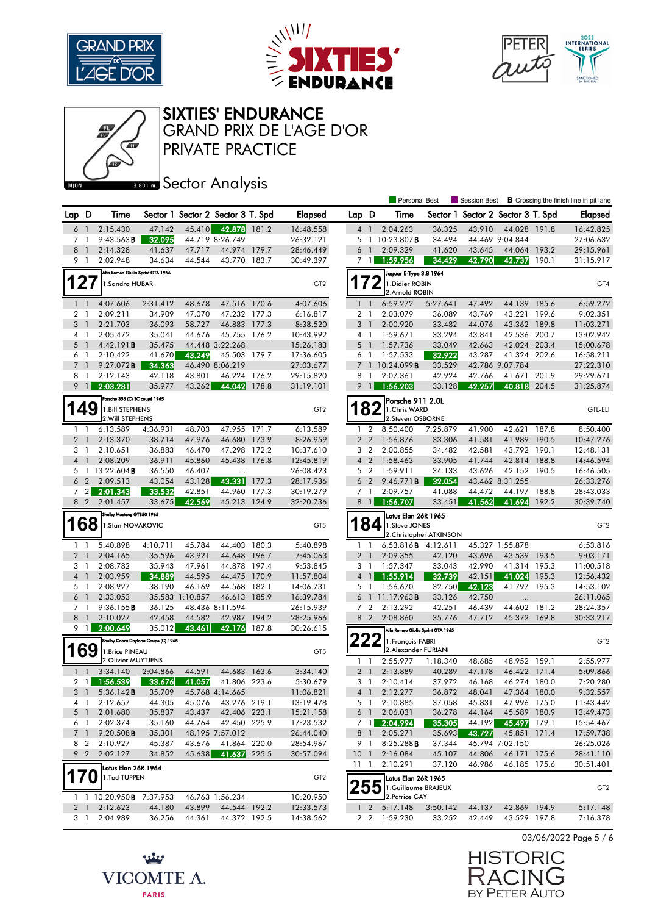# SIXTIES' ENDURANCE

## GRAND PRIX DE L'AGE D'OR

## PRIVATE PRACTICE

### Sector Analysis

Personal Best | Session Best | **B** Crossing the finish line in pit lane

| Lap | D | Time | Sector 1 | Sector 2 | Sector 3 | T. Spd | Elapsed |
|---|---|---|---|---|---|---|---|
| 6 | 1 | 2:15.430 | 47.142 | 45.410 | 42.878 | 181.2 | 16:48.558 |
| 7 | 1 | 9:43.563**B** | 32.095 | 44.719 | 8:26.749 | | 26:32.121 |
| 8 | 1 | 2:14.328 | 41.637 | 47.717 | 44.974 | 179.7 | 28:46.449 |
| 9 | 1 | 2:02.948 | 34.634 | 44.544 | 43.770 | 183.7 | 30:49.397 |

**127** — Alfa Romeo Giulia Sprint GTA 1966 — 1.Sandro HUBAR — GT2

| Lap | D | Time | Sector 1 | Sector 2 | Sector 3 | T. Spd | Elapsed |
|---|---|---|---|---|---|---|---|
| 1 | 1 | 4:07.606 | 2:31.412 | 48.678 | 47.516 | 170.6 | 4:07.606 |
| 2 | 1 | 2:09.211 | 34.909 | 47.070 | 47.232 | 177.3 | 6:16.817 |
| 3 | 1 | 2:21.703 | 36.093 | 58.727 | 46.883 | 177.3 | 8:38.520 |
| 4 | 1 | 2:05.472 | 35.041 | 44.676 | 45.755 | 176.2 | 10:43.992 |
| 5 | 1 | 4:42.191**B** | 35.475 | 44.448 | 3:22.268 | | 15:26.183 |
| 6 | 1 | 2:10.422 | 41.670 | 43.249 | 45.503 | 179.7 | 17:36.605 |
| 7 | 1 | 9:27.072**B** | 34.363 | 46.490 | 8:06.219 | | 27:03.677 |
| 8 | 1 | 2:12.143 | 42.118 | 43.801 | 46.224 | 176.2 | 29:15.820 |
| 9 | 1 | 2:03.281 | 35.977 | 43.262 | 44.042 | 178.8 | 31:19.101 |

**149** — Porsche 356 (C) SC coupé 1965 — 1.Bill STEPHENS, 2.Will STEPHENS — GT2

| Lap | D | Time | Sector 1 | Sector 2 | Sector 3 | T. Spd | Elapsed |
|---|---|---|---|---|---|---|---|
| 1 | 1 | 6:13.589 | 4:36.931 | 48.703 | 47.955 | 171.7 | 6:13.589 |
| 2 | 1 | 2:13.370 | 38.714 | 47.976 | 46.680 | 173.9 | 8:26.959 |
| 3 | 1 | 2:10.651 | 36.883 | 46.470 | 47.298 | 172.2 | 10:37.610 |
| 4 | 1 | 2:08.209 | 36.911 | 45.860 | 45.438 | 176.8 | 12:45.819 |
| 5 | 1 | 13:22.604**B** | 36.550 | 46.407 | ... | | 26:08.423 |
| 6 | 2 | 2:09.513 | 43.054 | 43.128 | 43.331 | 177.3 | 28:17.936 |
| 7 | 2 | 2:01.343 | 33.532 | 42.851 | 44.960 | 177.3 | 30:19.279 |
| 8 | 2 | 2:01.457 | 33.675 | 42.569 | 45.213 | 124.9 | 32:20.736 |

**168** — Shelby Mustang GT350 1965 — 1.Stan NOVAKOVIC — GT5

| Lap | D | Time | Sector 1 | Sector 2 | Sector 3 | T. Spd | Elapsed |
|---|---|---|---|---|---|---|---|
| 1 | 1 | 5:40.898 | 4:10.711 | 45.784 | 44.403 | 180.3 | 5:40.898 |
| 2 | 1 | 2:04.165 | 35.596 | 43.921 | 44.648 | 196.7 | 7:45.063 |
| 3 | 1 | 2:08.782 | 35.943 | 47.961 | 44.878 | 197.4 | 9:53.845 |
| 4 | 1 | 2:03.959 | 34.889 | 44.595 | 44.475 | 170.9 | 11:57.804 |
| 5 | 1 | 2:08.927 | 38.190 | 46.169 | 44.568 | 182.1 | 14:06.731 |
| 6 | 1 | 2:33.053 | 35.583 | 1:10.857 | 46.613 | 185.9 | 16:39.784 |
| 7 | 1 | 9:36.155**B** | 36.125 | 48.436 | 8:11.594 | | 26:15.939 |
| 8 | 1 | 2:10.027 | 42.458 | 44.582 | 42.987 | 194.2 | 28:25.966 |
| 9 | 1 | 2:00.649 | 35.012 | 43.461 | 42.176 | 187.8 | 30:26.615 |

**169** — Shelby Cobra Daytona Coupe (C) 1965 — 1.Brice PINEAU, 2.Olivier MUYTJENS — GT5

| Lap | D | Time | Sector 1 | Sector 2 | Sector 3 | T. Spd | Elapsed |
|---|---|---|---|---|---|---|---|
| 1 | 1 | 3:34.140 | 2:04.866 | 44.591 | 44.683 | 163.6 | 3:34.140 |
| 2 | 1 | 1:56.539 | 33.676 | 41.057 | 41.806 | 223.6 | 5:30.679 |
| 3 | 1 | 5:36.142**B** | 35.709 | 45.768 | 4:14.665 | | 11:06.821 |
| 4 | 1 | 2:12.657 | 44.305 | 45.076 | 43.276 | 219.1 | 13:19.478 |
| 5 | 1 | 2:01.680 | 35.837 | 43.437 | 42.406 | 223.1 | 15:21.158 |
| 6 | 1 | 2:02.374 | 35.160 | 44.764 | 42.450 | 225.9 | 17:23.532 |
| 7 | 1 | 9:20.508**B** | 35.301 | 48.195 | 7:57.012 | | 26:44.040 |
| 8 | 2 | 2:10.927 | 45.387 | 43.676 | 41.864 | 220.0 | 28:54.967 |
| 9 | 2 | 2:02.127 | 34.852 | 45.638 | 41.637 | 225.5 | 30:57.094 |

**170** — Lotus Elan 26R 1964 — 1.Ted TUPPEN — GT2

| Lap | D | Time | Sector 1 | Sector 2 | Sector 3 | T. Spd | Elapsed |
|---|---|---|---|---|---|---|---|
| 1 | 1 | 10:20.950**B** | 7:37.953 | 46.763 | 1:56.234 | | 10:20.950 |
| 2 | 1 | 2:12.623 | 44.180 | 43.899 | 44.544 | 192.2 | 12:33.573 |
| 3 | 1 | 2:04.989 | 36.256 | 44.361 | 44.372 | 192.5 | 14:38.562 |

| Lap | D | Time | Sector 1 | Sector 2 | Sector 3 | T. Spd | Elapsed |
|---|---|---|---|---|---|---|---|
| 4 | 1 | 2:04.263 | 36.325 | 43.910 | 44.028 | 191.8 | 16:42.825 |
| 5 | 1 | 10:23.807**B** | 34.494 | 44.469 | 9:04.844 | | 27:06.632 |
| 6 | 1 | 2:09.329 | 41.620 | 43.645 | 44.064 | 193.2 | 29:15.961 |
| 7 | 1 | 1:59.956 | 34.429 | 42.790 | 42.737 | 190.1 | 31:15.917 |

**172** — Jaguar E-Type 3.8 1964 — 1.Didier ROBIN, 2.Arnold ROBIN — GT4

| Lap | D | Time | Sector 1 | Sector 2 | Sector 3 | T. Spd | Elapsed |
|---|---|---|---|---|---|---|---|
| 1 | 1 | 6:59.272 | 5:27.641 | 47.492 | 44.139 | 185.6 | 6:59.272 |
| 2 | 1 | 2:03.079 | 36.089 | 43.769 | 43.221 | 199.6 | 9:02.351 |
| 3 | 1 | 2:00.920 | 33.482 | 44.076 | 43.362 | 189.8 | 11:03.271 |
| 4 | 1 | 1:59.671 | 33.294 | 43.841 | 42.536 | 200.7 | 13:02.942 |
| 5 | 1 | 1:57.736 | 33.049 | 42.663 | 42.024 | 203.4 | 15:00.678 |
| 6 | 1 | 1:57.533 | 32.922 | 43.287 | 41.324 | 202.6 | 16:58.211 |
| 7 | 1 | 10:24.099**B** | 33.529 | 42.786 | 9:07.784 | | 27:22.310 |
| 8 | 1 | 2:07.361 | 42.924 | 42.766 | 41.671 | 201.9 | 29:29.671 |
| 9 | 1 | 1:56.203 | 33.128 | 42.257 | 40.818 | 204.5 | 31:25.874 |

**182** — Porsche 911 2.0L — 1.Chris WARD, 2.Steven OSBORNE — GTL-ELI

| Lap | D | Time | Sector 1 | Sector 2 | Sector 3 | T. Spd | Elapsed |
|---|---|---|---|---|---|---|---|
| 1 | 2 | 8:50.400 | 7:25.879 | 41.900 | 42.621 | 187.8 | 8:50.400 |
| 2 | 2 | 1:56.876 | 33.306 | 41.581 | 41.989 | 190.5 | 10:47.276 |
| 3 | 2 | 2:00.855 | 34.482 | 42.581 | 43.792 | 190.1 | 12:48.131 |
| 4 | 2 | 1:58.463 | 33.905 | 41.744 | 42.814 | 188.8 | 14:46.594 |
| 5 | 2 | 1:59.911 | 34.133 | 43.626 | 42.152 | 190.5 | 16:46.505 |
| 6 | 2 | 9:46.771**B** | 32.054 | 43.462 | 8:31.255 | | 26:33.276 |
| 7 | 1 | 2:09.757 | 41.088 | 44.472 | 44.197 | 188.8 | 28:43.033 |
| 8 | 1 | 1:56.707 | 33.451 | 41.562 | 41.694 | 192.2 | 30:39.740 |

**184** — Lotus Elan 26R 1965 — 1.Steve JONES, 2.Christopher ATKINSON — GT2

| Lap | D | Time | Sector 1 | Sector 2 | Sector 3 | T. Spd | Elapsed |
|---|---|---|---|---|---|---|---|
| 1 | 1 | 6:53.816**B** | 4:12.611 | 45.327 | 1:55.878 | | 6:53.816 |
| 2 | 1 | 2:09.355 | 42.120 | 43.696 | 43.539 | 193.5 | 9:03.171 |
| 3 | 1 | 1:57.347 | 33.043 | 42.990 | 41.314 | 195.3 | 11:00.518 |
| 4 | 1 | 1:55.914 | 32.739 | 42.151 | 41.024 | 195.3 | 12:56.432 |
| 5 | 1 | 1:56.670 | 32.750 | 42.123 | 41.797 | 195.3 | 14:53.102 |
| 6 | 1 | 11:17.963**B** | 33.126 | 42.750 | ... | | 26:11.065 |
| 7 | 2 | 2:13.292 | 42.251 | 46.439 | 44.602 | 181.2 | 28:24.357 |
| 8 | 2 | 2:08.860 | 35.776 | 47.712 | 45.372 | 169.8 | 30:33.217 |

**222** — Alfa Romeo Giulia Sprint GTA 1965 — 1.François FABRI, 2.Alexander FURIANI — GT2

| Lap | D | Time | Sector 1 | Sector 2 | Sector 3 | T. Spd | Elapsed |
|---|---|---|---|---|---|---|---|
| 1 | 1 | 2:55.977 | 1:18.340 | 48.685 | 48.952 | 159.1 | 2:55.977 |
| 2 | 1 | 2:13.889 | 40.289 | 47.178 | 46.422 | 171.4 | 5:09.866 |
| 3 | 1 | 2:10.414 | 37.972 | 46.168 | 46.274 | 180.0 | 7:20.280 |
| 4 | 1 | 2:12.277 | 36.872 | 48.041 | 47.364 | 180.0 | 9:32.557 |
| 5 | 1 | 2:10.885 | 37.058 | 45.831 | 47.996 | 175.0 | 11:43.442 |
| 6 | 1 | 2:06.031 | 36.278 | 44.164 | 45.589 | 180.9 | 13:49.473 |
| 7 | 1 | 2:04.994 | 35.305 | 44.192 | 45.497 | 179.1 | 15:54.467 |
| 8 | 1 | 2:05.271 | 35.693 | 43.727 | 45.851 | 171.4 | 17:59.738 |
| 9 | 1 | 8:25.288**B** | 37.344 | 45.794 | 7:02.150 | | 26:25.026 |
| 10 | 1 | 2:16.084 | 45.107 | 44.806 | 46.171 | 175.6 | 28:41.110 |
| 11 | 1 | 2:10.291 | 37.120 | 46.986 | 46.185 | 175.6 | 30:51.401 |

**255** — Lotus Elan 26R 1965 — 1.Guillaume BRAJEUX, 2.Patrice GAY — GT2

| Lap | D | Time | Sector 1 | Sector 2 | Sector 3 | T. Spd | Elapsed |
|---|---|---|---|---|---|---|---|
| 1 | 2 | 5:17.148 | 3:50.142 | 44.137 | 42.869 | 194.9 | 5:17.148 |
| 2 | 2 | 1:59.230 | 33.252 | 42.449 | 43.529 | 197.8 | 7:16.378 |

03/06/2022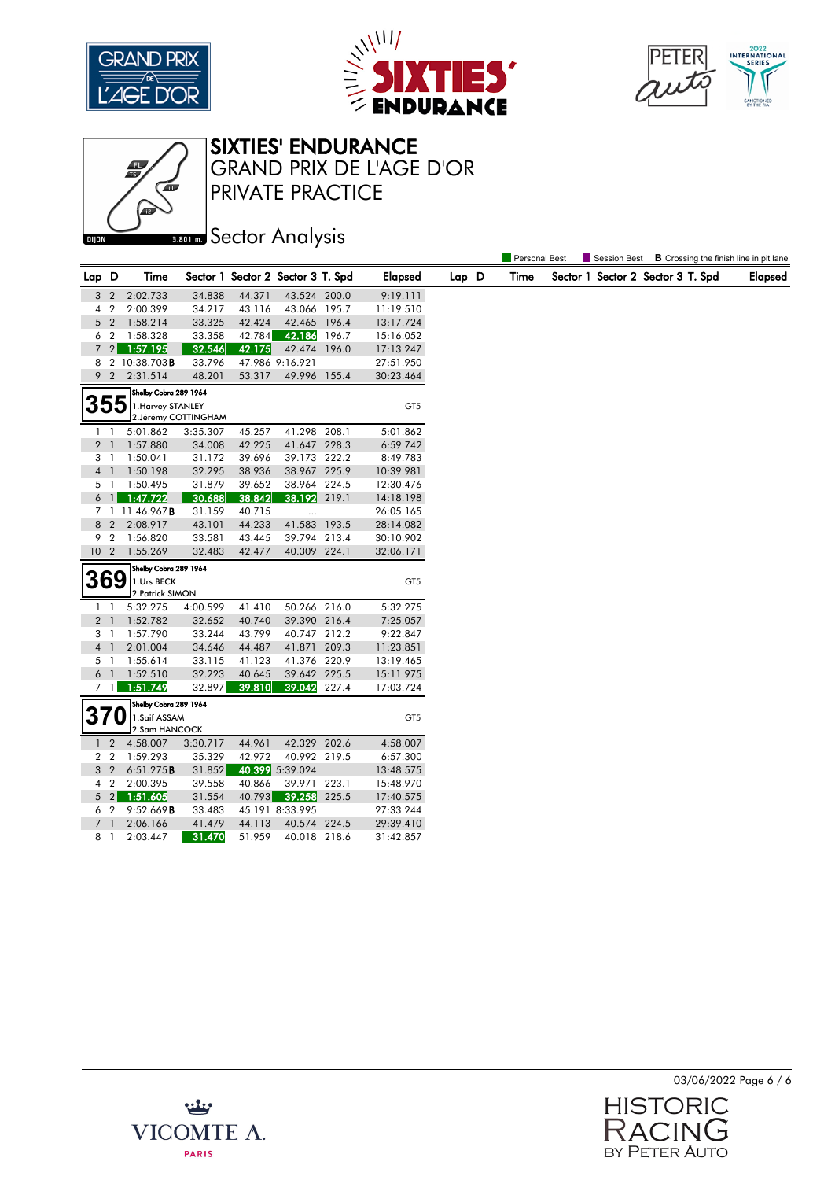# SIXTIES' ENDURANCE
## GRAND PRIX DE L'AGE D'OR
## PRIVATE PRACTICE
### Sector Analysis

Personal Best | Session Best | **B** Crossing the finish line in pit lane

| Lap | D | Time | Sector 1 | Sector 2 | Sector 3 | T. Spd | Elapsed |
|---|---|---|---|---|---|---|---|
| 3 | 2 | 2:02.733 | 34.838 | 44.371 | 43.524 | 200.0 | 9:19.111 |
| 4 | 2 | 2:00.399 | 34.217 | 43.116 | 43.066 | 195.7 | 11:19.510 |
| 5 | 2 | 1:58.214 | 33.325 | 42.424 | 42.465 | 196.4 | 13:17.724 |
| 6 | 2 | 1:58.328 | 33.358 | 42.784 | 42.186 | 196.7 | 15:16.052 |
| 7 | 2 | 1:57.195 | 32.546 | 42.175 | 42.474 | 196.0 | 17:13.247 |
| 8 | 2 | 10:38.703**B** | 33.796 | 47.986 | 9:16.921 | | 27:51.950 |
| 9 | 2 | 2:31.514 | 48.201 | 53.317 | 49.996 | 155.4 | 30:23.464 |

**355** Shelby Cobra 289 1964 — GT5
1.Harvey STANLEY
2.Jérémy COTTINGHAM

| Lap | D | Time | Sector 1 | Sector 2 | Sector 3 | T. Spd | Elapsed |
|---|---|---|---|---|---|---|---|
| 1 | 1 | 5:01.862 | 3:35.307 | 45.257 | 41.298 | 208.1 | 5:01.862 |
| 2 | 1 | 1:57.880 | 34.008 | 42.225 | 41.647 | 228.3 | 6:59.742 |
| 3 | 1 | 1:50.041 | 31.172 | 39.696 | 39.173 | 222.2 | 8:49.783 |
| 4 | 1 | 1:50.198 | 32.295 | 38.936 | 38.967 | 225.9 | 10:39.981 |
| 5 | 1 | 1:50.495 | 31.879 | 39.652 | 38.964 | 224.5 | 12:30.476 |
| 6 | 1 | 1:47.722 | 30.688 | 38.842 | 38.192 | 219.1 | 14:18.198 |
| 7 | 1 | 11:46.967**B** | 31.159 | 40.715 | ... | | 26:05.165 |
| 8 | 2 | 2:08.917 | 43.101 | 44.233 | 41.583 | 193.5 | 28:14.082 |
| 9 | 2 | 1:56.820 | 33.581 | 43.445 | 39.794 | 213.4 | 30:10.902 |
| 10 | 2 | 1:55.269 | 32.483 | 42.477 | 40.309 | 224.1 | 32:06.171 |

**369** Shelby Cobra 289 1964 — GT5
1.Urs BECK
2.Patrick SIMON

| Lap | D | Time | Sector 1 | Sector 2 | Sector 3 | T. Spd | Elapsed |
|---|---|---|---|---|---|---|---|
| 1 | 1 | 5:32.275 | 4:00.599 | 41.410 | 50.266 | 216.0 | 5:32.275 |
| 2 | 1 | 1:52.782 | 32.652 | 40.740 | 39.390 | 216.4 | 7:25.057 |
| 3 | 1 | 1:57.790 | 33.244 | 43.799 | 40.747 | 212.2 | 9:22.847 |
| 4 | 1 | 2:01.004 | 34.646 | 44.487 | 41.871 | 209.3 | 11:23.851 |
| 5 | 1 | 1:55.614 | 33.115 | 41.123 | 41.376 | 220.9 | 13:19.465 |
| 6 | 1 | 1:52.510 | 32.223 | 40.645 | 39.642 | 225.5 | 15:11.975 |
| 7 | 1 | 1:51.749 | 32.897 | 39.810 | 39.042 | 227.4 | 17:03.724 |

**370** Shelby Cobra 289 1964 — GT5
1.Saif ASSAM
2.Sam HANCOCK

| Lap | D | Time | Sector 1 | Sector 2 | Sector 3 | T. Spd | Elapsed |
|---|---|---|---|---|---|---|---|
| 1 | 2 | 4:58.007 | 3:30.717 | 44.961 | 42.329 | 202.6 | 4:58.007 |
| 2 | 2 | 1:59.293 | 35.329 | 42.972 | 40.992 | 219.5 | 6:57.300 |
| 3 | 2 | 6:51.275**B** | 31.852 | 40.399 | 5:39.024 | | 13:48.575 |
| 4 | 2 | 2:00.395 | 39.558 | 40.866 | 39.971 | 223.1 | 15:48.970 |
| 5 | 2 | 1:51.605 | 31.554 | 40.793 | 39.258 | 225.5 | 17:40.575 |
| 6 | 2 | 9:52.669**B** | 33.483 | 45.191 | 8:33.995 | | 27:33.244 |
| 7 | 1 | 2:06.166 | 41.479 | 44.113 | 40.574 | 224.5 | 29:39.410 |
| 8 | 1 | 2:03.447 | 31.470 | 51.959 | 40.018 | 218.6 | 31:42.857 |

03/06/2022